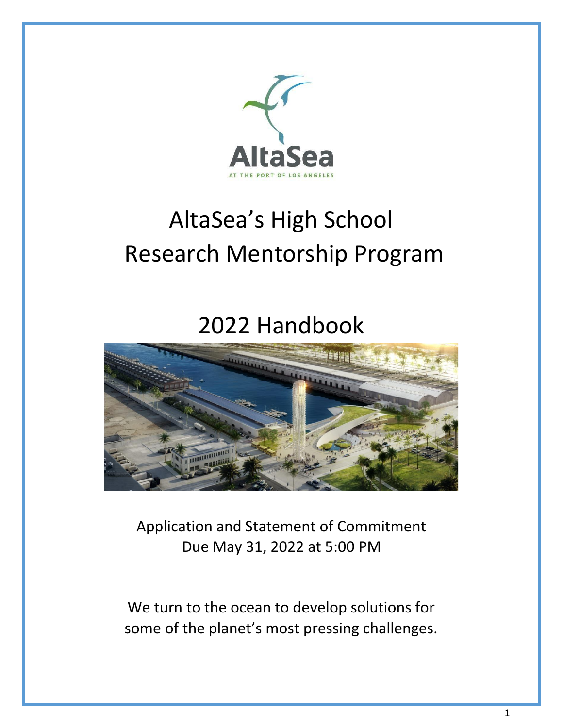AltaSea

AT THE PORT OF LOS ANGELES

# AltaSea's High School Research Mentorship Program

# 2022 Handbook

Application and Statement of Commitment
Due May 31, 2022 at 5:00 PM

We turn to the ocean to develop solutions for some of the planet's most pressing challenges.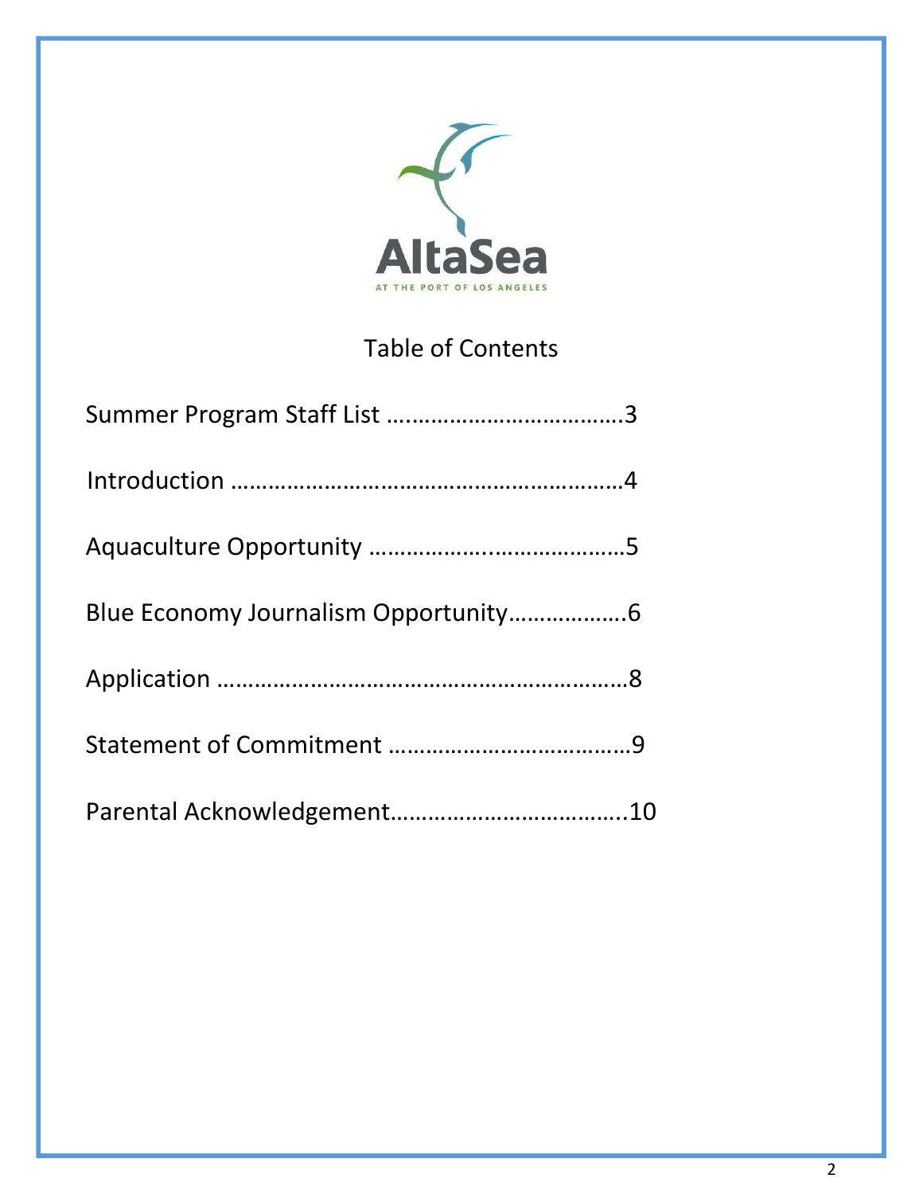AltaSea

AT THE PORT OF LOS ANGELES

# Table of Contents

Summer Program Staff List ….……………………………3

Introduction ……………………………………………………4

Aquaculture Opportunity …………………..………………5

Blue Economy Journalism Opportunity……………….6

Application ………………………………………………………8

Statement of Commitment ………………………………9

Parental Acknowledgement………………………………..10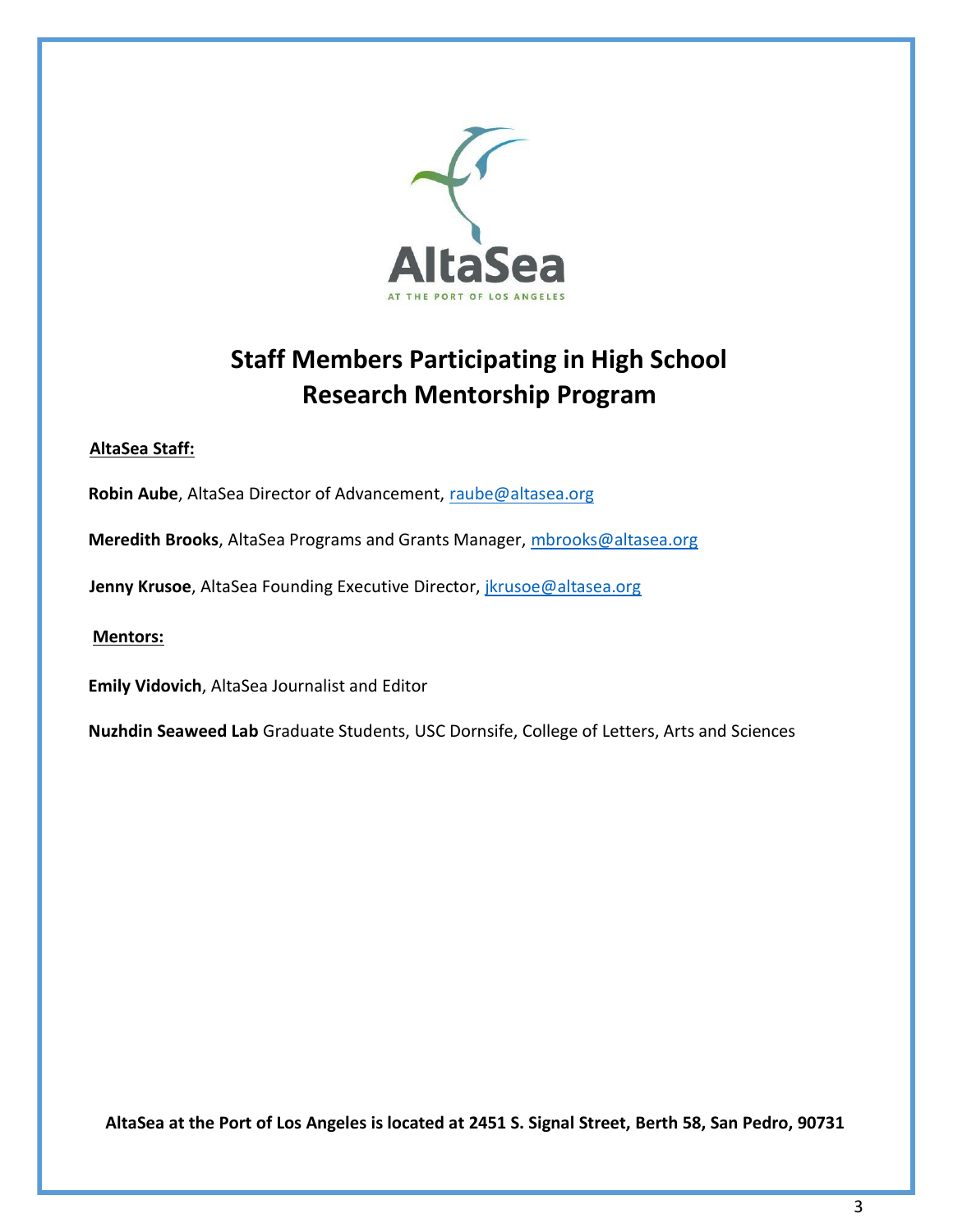# Staff Members Participating in High School Research Mentorship Program

**AltaSea Staff:**

**Robin Aube**, AltaSea Director of Advancement, raube@altasea.org

**Meredith Brooks**, AltaSea Programs and Grants Manager, mbrooks@altasea.org

**Jenny Krusoe**, AltaSea Founding Executive Director, jkrusoe@altasea.org

**Mentors:**

**Emily Vidovich**, AltaSea Journalist and Editor

**Nuzhdin Seaweed Lab** Graduate Students, USC Dornsife, College of Letters, Arts and Sciences

**AltaSea at the Port of Los Angeles is located at 2451 S. Signal Street, Berth 58, San Pedro, 90731**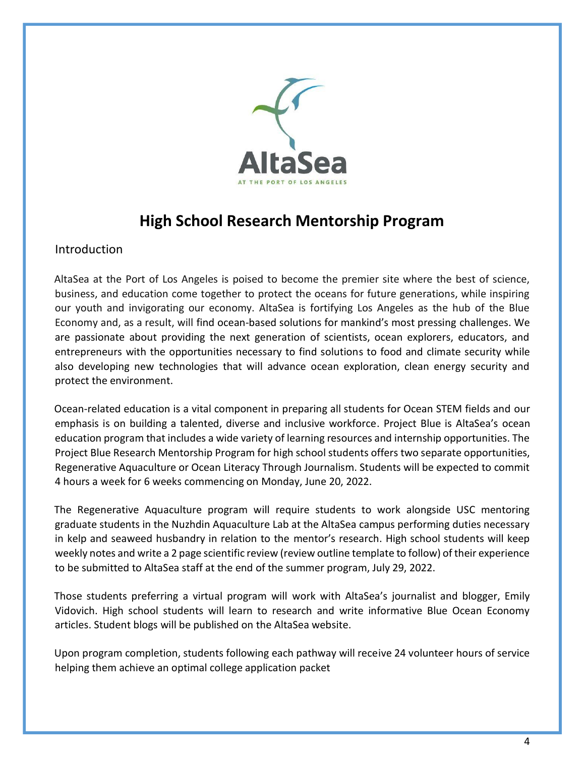# High School Research Mentorship Program

## Introduction

AltaSea at the Port of Los Angeles is poised to become the premier site where the best of science, business, and education come together to protect the oceans for future generations, while inspiring our youth and invigorating our economy. AltaSea is fortifying Los Angeles as the hub of the Blue Economy and, as a result, will find ocean-based solutions for mankind's most pressing challenges. We are passionate about providing the next generation of scientists, ocean explorers, educators, and entrepreneurs with the opportunities necessary to find solutions to food and climate security while also developing new technologies that will advance ocean exploration, clean energy security and protect the environment.

Ocean-related education is a vital component in preparing all students for Ocean STEM fields and our emphasis is on building a talented, diverse and inclusive workforce. Project Blue is AltaSea's ocean education program that includes a wide variety of learning resources and internship opportunities. The Project Blue Research Mentorship Program for high school students offers two separate opportunities, Regenerative Aquaculture or Ocean Literacy Through Journalism. Students will be expected to commit 4 hours a week for 6 weeks commencing on Monday, June 20, 2022.

The Regenerative Aquaculture program will require students to work alongside USC mentoring graduate students in the Nuzhdin Aquaculture Lab at the AltaSea campus performing duties necessary in kelp and seaweed husbandry in relation to the mentor's research. High school students will keep weekly notes and write a 2 page scientific review (review outline template to follow) of their experience to be submitted to AltaSea staff at the end of the summer program, July 29, 2022.

Those students preferring a virtual program will work with AltaSea's journalist and blogger, Emily Vidovich. High school students will learn to research and write informative Blue Ocean Economy articles. Student blogs will be published on the AltaSea website.

Upon program completion, students following each pathway will receive 24 volunteer hours of service helping them achieve an optimal college application packet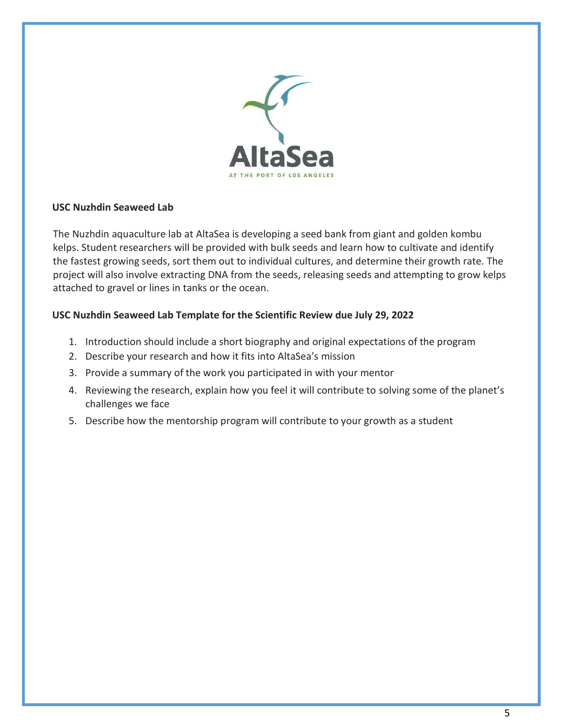**USC Nuzhdin Seaweed Lab**

The Nuzhdin aquaculture lab at AltaSea is developing a seed bank from giant and golden kombu kelps. Student researchers will be provided with bulk seeds and learn how to cultivate and identify the fastest growing seeds, sort them out to individual cultures, and determine their growth rate. The project will also involve extracting DNA from the seeds, releasing seeds and attempting to grow kelps attached to gravel or lines in tanks or the ocean.

**USC Nuzhdin Seaweed Lab Template for the Scientific Review due July 29, 2022**

1. Introduction should include a short biography and original expectations of the program
2. Describe your research and how it fits into AltaSea's mission
3. Provide a summary of the work you participated in with your mentor
4. Reviewing the research, explain how you feel it will contribute to solving some of the planet's challenges we face
5. Describe how the mentorship program will contribute to your growth as a student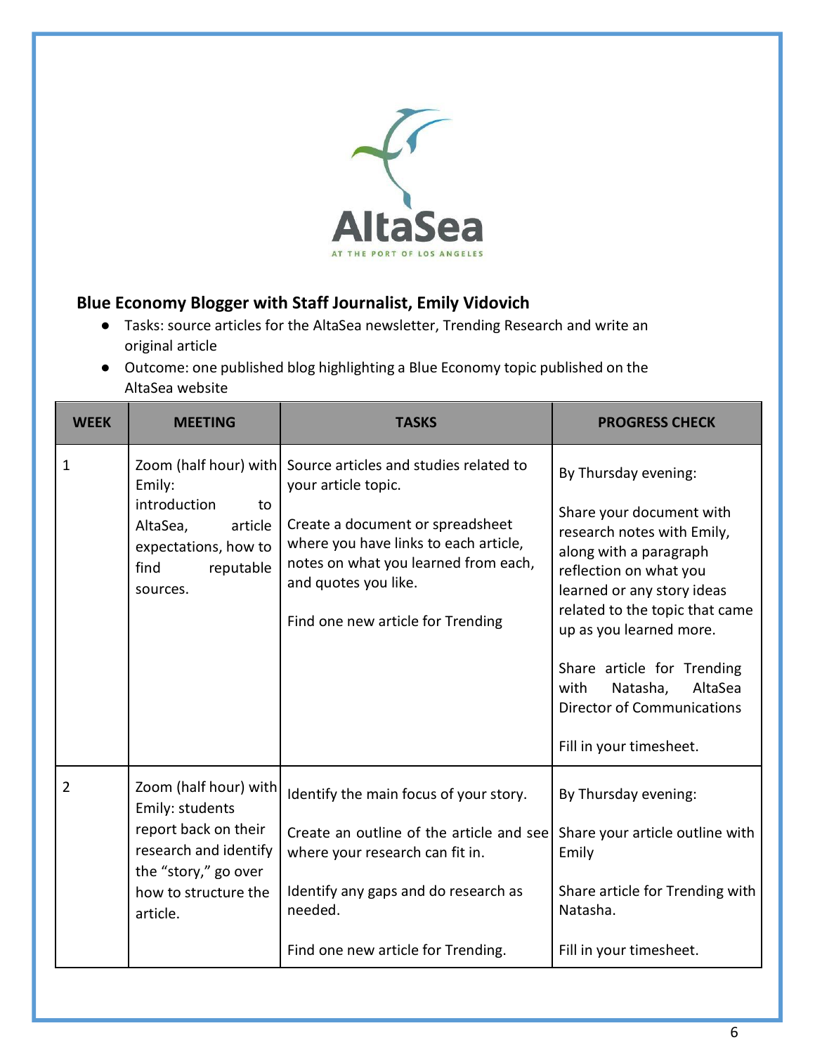### Blue Economy Blogger with Staff Journalist, Emily Vidovich

- Tasks: source articles for the AltaSea newsletter, Trending Research and write an original article
- Outcome: one published blog highlighting a Blue Economy topic published on the AltaSea website

| WEEK | MEETING | TASKS | PROGRESS CHECK |
|---|---|---|---|
| 1 | Zoom (half hour) with Emily: introduction to AltaSea, article expectations, how to find reputable sources. | Source articles and studies related to your article topic.<br><br>Create a document or spreadsheet where you have links to each article, notes on what you learned from each, and quotes you like.<br><br>Find one new article for Trending | By Thursday evening:<br><br>Share your document with research notes with Emily, along with a paragraph reflection on what you learned or any story ideas related to the topic that came up as you learned more.<br><br>Share article for Trending with Natasha, AltaSea Director of Communications<br><br>Fill in your timesheet. |
| 2 | Zoom (half hour) with Emily: students report back on their research and identify the "story," go over how to structure the article. | Identify the main focus of your story.<br><br>Create an outline of the article and see where your research can fit in.<br><br>Identify any gaps and do research as needed.<br><br>Find one new article for Trending. | By Thursday evening:<br><br>Share your article outline with Emily<br><br>Share article for Trending with Natasha.<br><br>Fill in your timesheet. |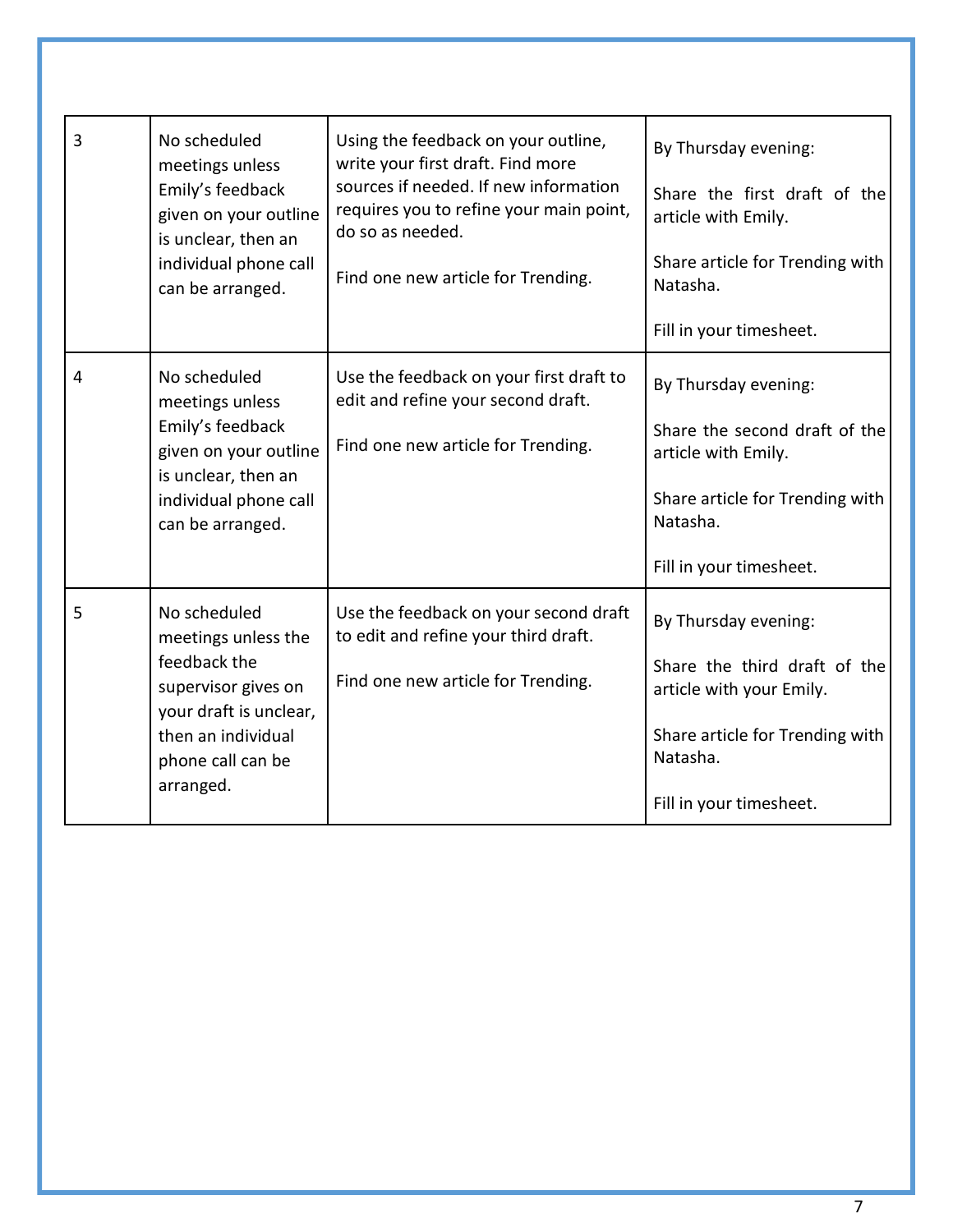| | | | |
|---|---|---|---|
| 3 | No scheduled meetings unless Emily's feedback given on your outline is unclear, then an individual phone call can be arranged. | Using the feedback on your outline, write your first draft. Find more sources if needed. If new information requires you to refine your main point, do so as needed.<br><br>Find one new article for Trending. | By Thursday evening:<br><br>Share the first draft of the article with Emily.<br><br>Share article for Trending with Natasha.<br><br>Fill in your timesheet. |
| 4 | No scheduled meetings unless Emily's feedback given on your outline is unclear, then an individual phone call can be arranged. | Use the feedback on your first draft to edit and refine your second draft.<br><br>Find one new article for Trending. | By Thursday evening:<br><br>Share the second draft of the article with Emily.<br><br>Share article for Trending with Natasha.<br><br>Fill in your timesheet. |
| 5 | No scheduled meetings unless the feedback the supervisor gives on your draft is unclear, then an individual phone call can be arranged. | Use the feedback on your second draft to edit and refine your third draft.<br><br>Find one new article for Trending. | By Thursday evening:<br><br>Share the third draft of the article with your Emily.<br><br>Share article for Trending with Natasha.<br><br>Fill in your timesheet. |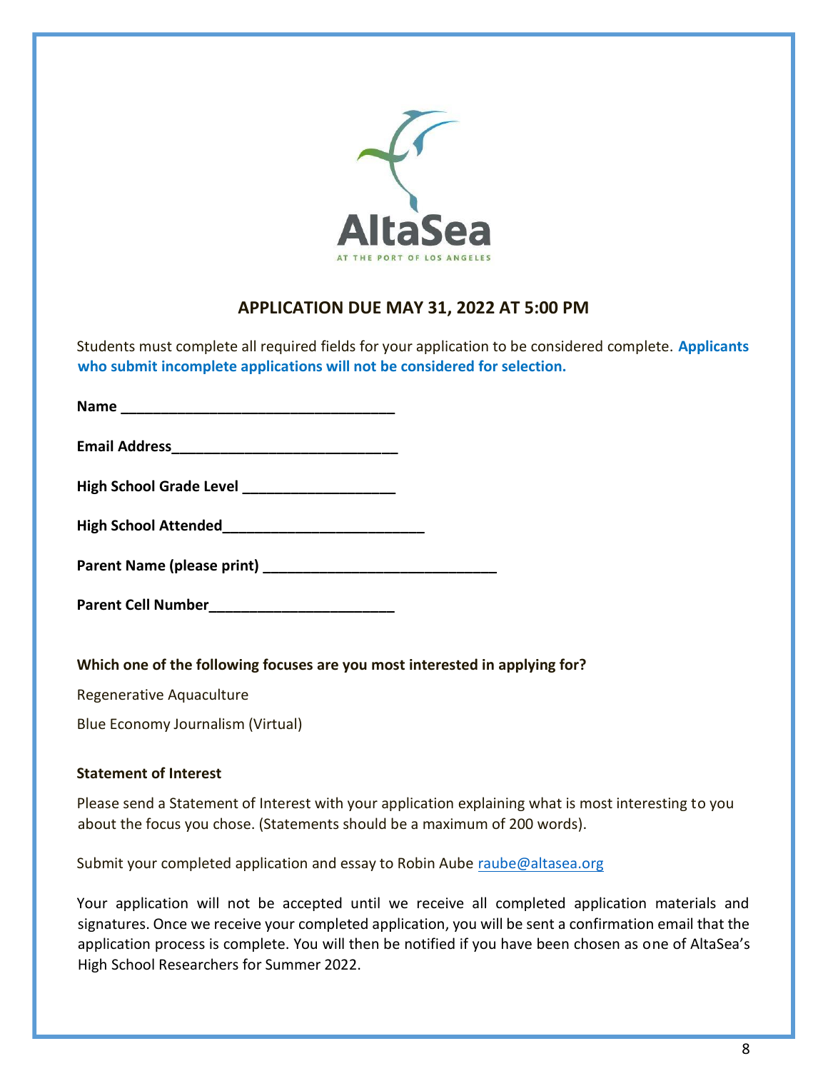AltaSea

AT THE PORT OF LOS ANGELES

## APPLICATION DUE MAY 31, 2022 AT 5:00 PM

Students must complete all required fields for your application to be considered complete. **Applicants who submit incomplete applications will not be considered for selection.**

**Name** ___________________________________

**Email Address**____________________________

**High School Grade Level** __________________

**High School Attended**________________________

**Parent Name (please print)** ____________________________

**Parent Cell Number**______________________

**Which one of the following focuses are you most interested in applying for?**

Regenerative Aquaculture

Blue Economy Journalism (Virtual)

**Statement of Interest**

Please send a Statement of Interest with your application explaining what is most interesting to you about the focus you chose. (Statements should be a maximum of 200 words).

Submit your completed application and essay to Robin Aube raube@altasea.org

Your application will not be accepted until we receive all completed application materials and signatures. Once we receive your completed application, you will be sent a confirmation email that the application process is complete. You will then be notified if you have been chosen as one of AltaSea's High School Researchers for Summer 2022.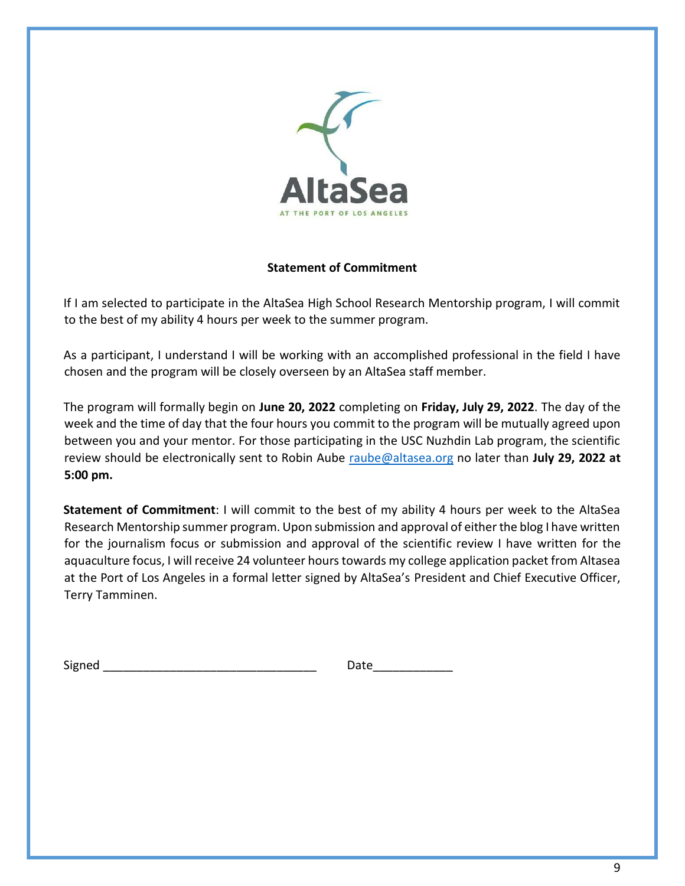AltaSea

AT THE PORT OF LOS ANGELES

**Statement of Commitment**

If I am selected to participate in the AltaSea High School Research Mentorship program, I will commit to the best of my ability 4 hours per week to the summer program.

As a participant, I understand I will be working with an accomplished professional in the field I have chosen and the program will be closely overseen by an AltaSea staff member.

The program will formally begin on **June 20, 2022** completing on **Friday, July 29, 2022**. The day of the week and the time of day that the four hours you commit to the program will be mutually agreed upon between you and your mentor. For those participating in the USC Nuzhdin Lab program, the scientific review should be electronically sent to Robin Aube raube@altasea.org no later than **July 29, 2022 at 5:00 pm.**

**Statement of Commitment**: I will commit to the best of my ability 4 hours per week to the AltaSea Research Mentorship summer program. Upon submission and approval of either the blog I have written for the journalism focus or submission and approval of the scientific review I have written for the aquaculture focus, I will receive 24 volunteer hours towards my college application packet from Altasea at the Port of Los Angeles in a formal letter signed by AltaSea's President and Chief Executive Officer, Terry Tamminen.

Signed _______________________________ Date___________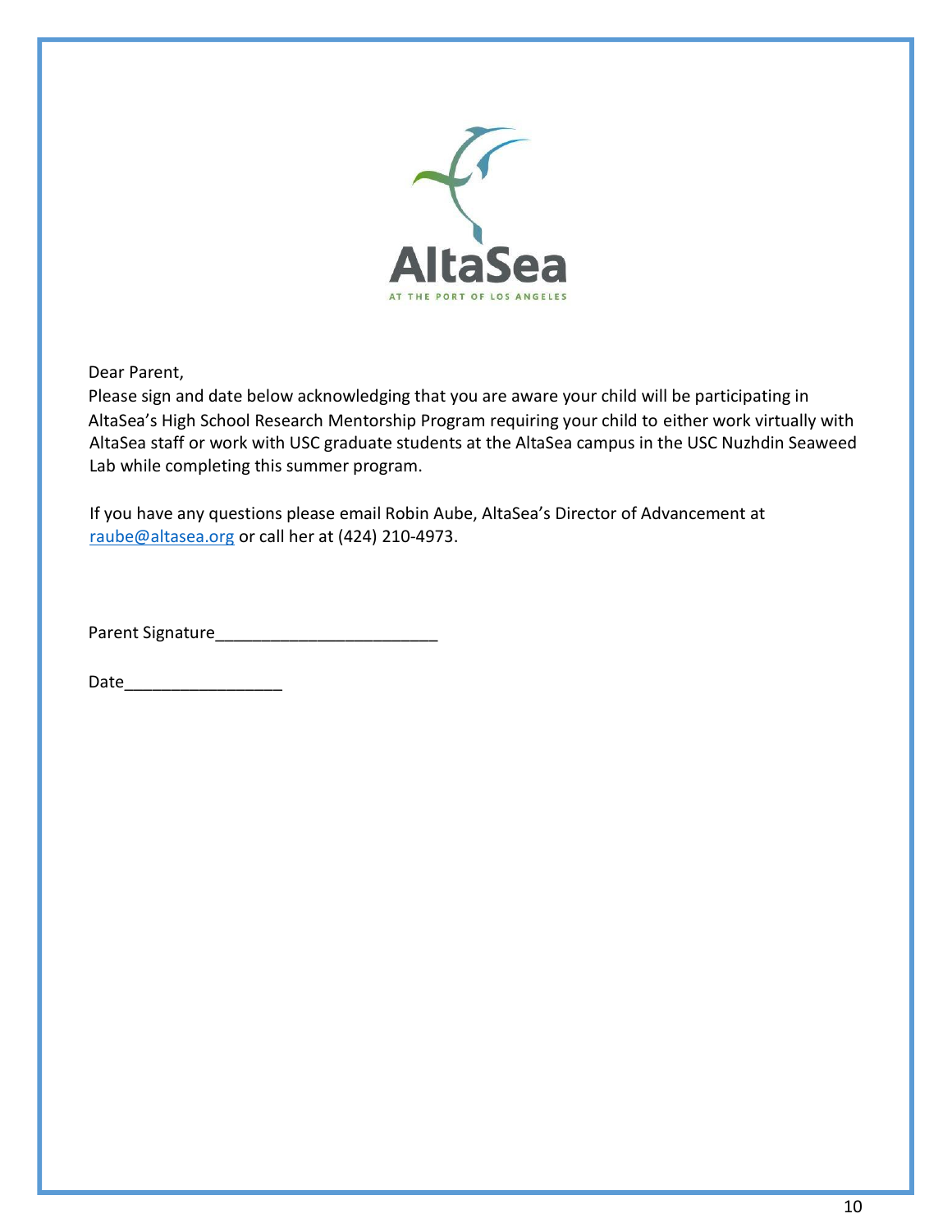AltaSea

AT THE PORT OF LOS ANGELES

Dear Parent,

Please sign and date below acknowledging that you are aware your child will be participating in AltaSea's High School Research Mentorship Program requiring your child to either work virtually with AltaSea staff or work with USC graduate students at the AltaSea campus in the USC Nuzhdin Seaweed Lab while completing this summer program.

If you have any questions please email Robin Aube, AltaSea's Director of Advancement at raube@altasea.org or call her at (424) 210-4973.

Parent Signature________________________

Date_________________